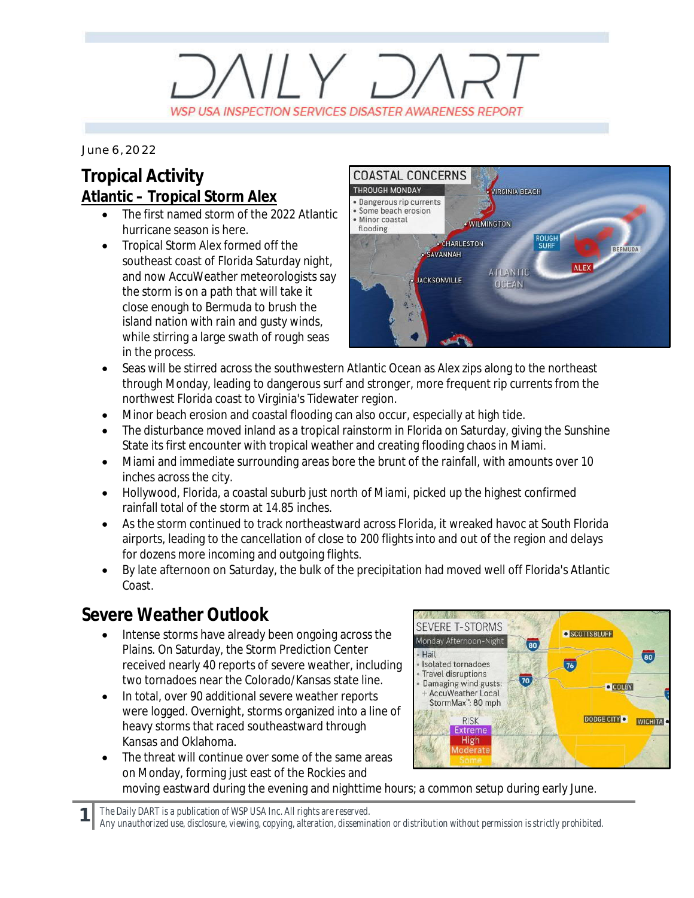# DAILY DART

WSP USA INSPECTION SERVICES DISASTER AWARENESS REPORT

June 6, 2022

## Tropical Activity

### Atlantic – Tropical Storm Alex

- The first named storm of the 2022 Atlantic hurricane season is here.
- Tropical Storm Alex formed off the southeast coast of Florida Saturday night, and now AccuWeather meteorologists say the storm is on a path that will take it close enough to Bermuda to brush the island nation with rain and gusty winds, while stirring a large swath of rough seas in the process.
- Seas will be stirred across the southwestern Atlantic Ocean as Alex zips along to the northeast through Monday, leading to dangerous surf and stronger, more frequent rip currents from the northwest Florida coast to Virginia's Tidewater region.
- Minor beach erosion and coastal flooding can also occur, especially at high tide.
- The disturbance moved inland as a tropical rainstorm in Florida on Saturday, giving the Sunshine State its first encounter with tropical weather and creating flooding chaos in Miami.
- Miami and immediate surrounding areas bore the brunt of the rainfall, with amounts over 10 inches across the city.
- Hollywood, Florida, a coastal suburb just north of Miami, picked up the highest confirmed rainfall total of the storm at 14.85 inches.
- As the storm continued to track northeastward across Florida, it wreaked havoc at South Florida airports, leading to the cancellation of close to 200 flights into and out of the region and delays for dozens more incoming and outgoing flights.
- By late afternoon on Saturday, the bulk of the precipitation had moved well off Florida's Atlantic Coast.

## Severe Weather Outlook

- Intense storms have already been ongoing across the Plains. On Saturday, the Storm Prediction Center received nearly 40 reports of severe weather, including two tornadoes near the Colorado/Kansas state line.
- In total, over 90 additional severe weather reports were logged. Overnight, storms organized into a line of heavy storms that raced southeastward through Kansas and Oklahoma.
- The threat will continue over some of the same areas on Monday, forming just east of the Rockies and moving eastward during the evening and nighttime hours; a common setup during early June.

*The Daily DART is a publication of WSP USA Inc. All rights are reserved.*
*Any unauthorized use, disclosure, viewing, copying, alteration, dissemination or distribution without permission is strictly prohibited.*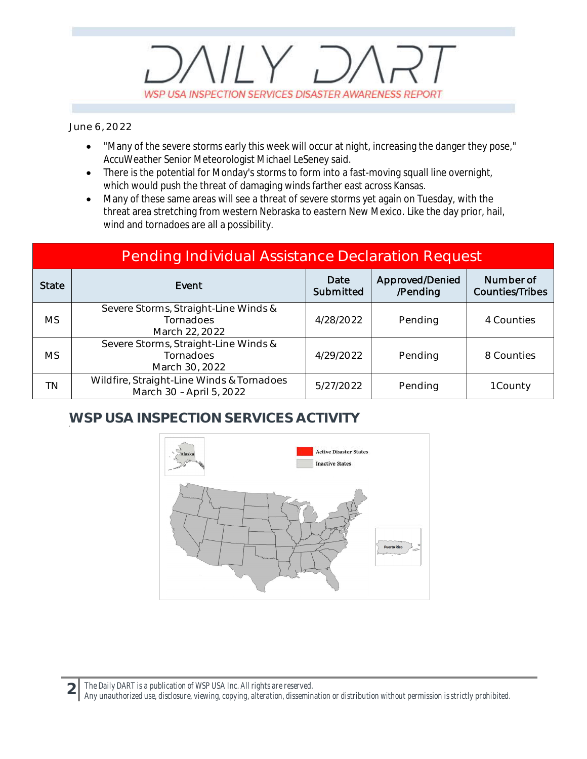# DAILY DART

WSP USA INSPECTION SERVICES DISASTER AWARENESS REPORT

June 6, 2022

- "Many of the severe storms early this week will occur at night, increasing the danger they pose," AccuWeather Senior Meteorologist Michael LeSeney said.
- There is the potential for Monday's storms to form into a fast-moving squall line overnight, which would push the threat of damaging winds farther east across Kansas.
- Many of these same areas will see a threat of severe storms yet again on Tuesday, with the threat area stretching from western Nebraska to eastern New Mexico. Like the day prior, hail, wind and tornadoes are all a possibility.

| Pending Individual Assistance Declaration Request | | | | |
|---|---|---|---|---|
| State | Event | Date Submitted | Approved/Denied /Pending | Number of Counties/Tribes |
| MS | Severe Storms, Straight-Line Winds & Tornadoes March 22, 2022 | 4/28/2022 | Pending | 4 Counties |
| MS | Severe Storms, Straight-Line Winds & Tornadoes March 30, 2022 | 4/29/2022 | Pending | 8 Counties |
| TN | Wildfire, Straight-Line Winds & Tornadoes March 30 – April 5, 2022 | 5/27/2022 | Pending | 1 County |

## WSP USA INSPECTION SERVICES ACTIVITY

Alaska

Active Disaster States

Inactive States

Puerto Rico